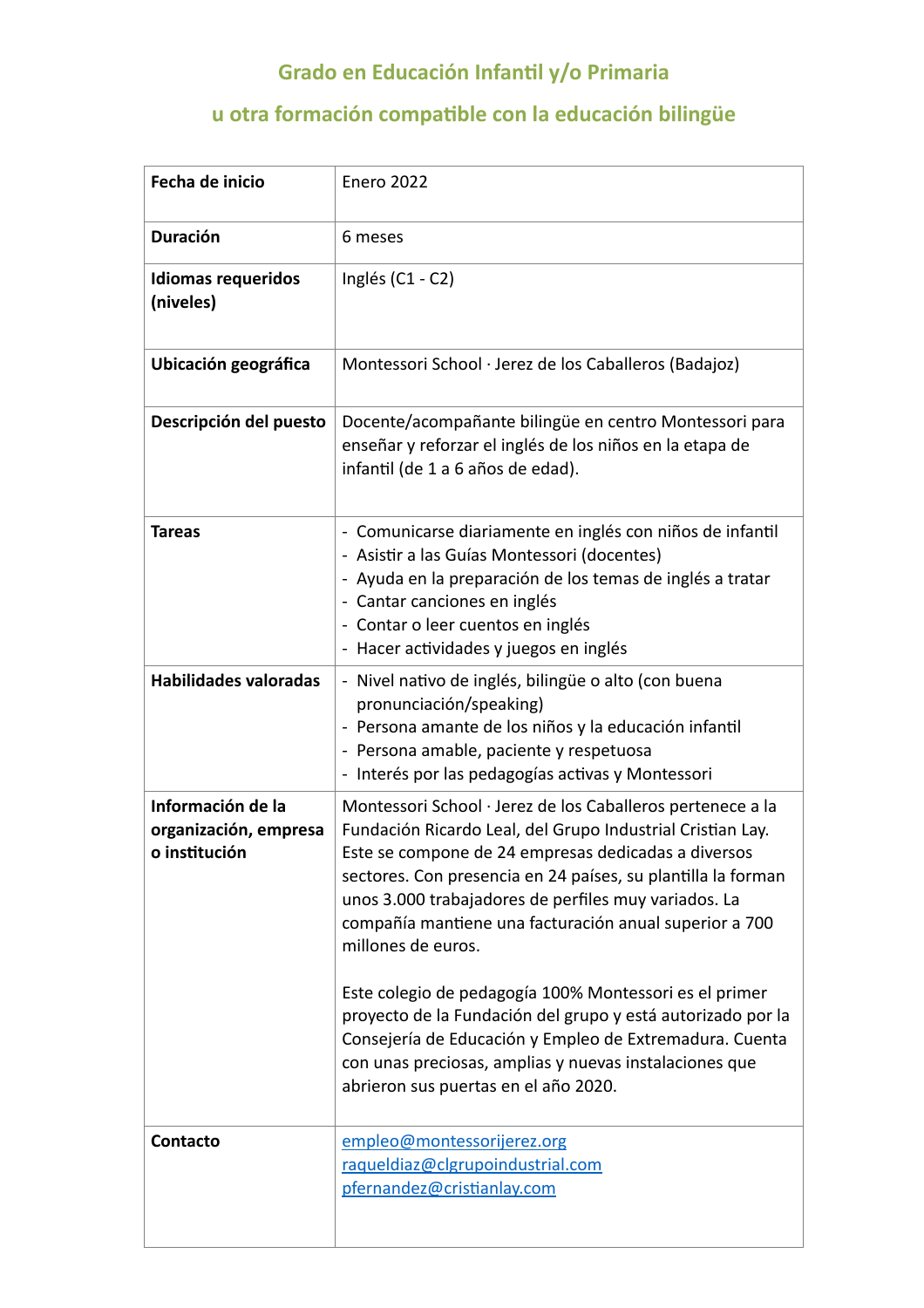## Grado en Educación Infantil y/o Primaria

## u otra formación compatible con la educación bilingüe

| | |
|---|---|
| **Fecha de inicio** | Enero 2022 |
| **Duración** | 6 meses |
| **Idiomas requeridos (niveles)** | Inglés (C1 - C2) |
| **Ubicación geográfica** | Montessori School · Jerez de los Caballeros (Badajoz) |
| **Descripción del puesto** | Docente/acompañante bilingüe en centro Montessori para enseñar y reforzar el inglés de los niños en la etapa de infantil (de 1 a 6 años de edad). |
| **Tareas** | - Comunicarse diariamente en inglés con niños de infantil<br>- Asistir a las Guías Montessori (docentes)<br>- Ayuda en la preparación de los temas de inglés a tratar<br>- Cantar canciones en inglés<br>- Contar o leer cuentos en inglés<br>- Hacer actividades y juegos en inglés |
| **Habilidades valoradas** | - Nivel nativo de inglés, bilingüe o alto (con buena pronunciación/speaking)<br>- Persona amante de los niños y la educación infantil<br>- Persona amable, paciente y respetuosa<br>- Interés por las pedagogías activas y Montessori |
| **Información de la organización, empresa o institución** | Montessori School · Jerez de los Caballeros pertenece a la Fundación Ricardo Leal, del Grupo Industrial Cristian Lay. Este se compone de 24 empresas dedicadas a diversos sectores. Con presencia en 24 países, su plantilla la forman unos 3.000 trabajadores de perfiles muy variados. La compañía mantiene una facturación anual superior a 700 millones de euros.<br><br>Este colegio de pedagogía 100% Montessori es el primer proyecto de la Fundación del grupo y está autorizado por la Consejería de Educación y Empleo de Extremadura. Cuenta con unas preciosas, amplias y nuevas instalaciones que abrieron sus puertas en el año 2020. |
| **Contacto** | empleo@montessorijerez.org<br>raqueldiaz@clgrupoindustrial.com<br>pfernandez@cristianlay.com |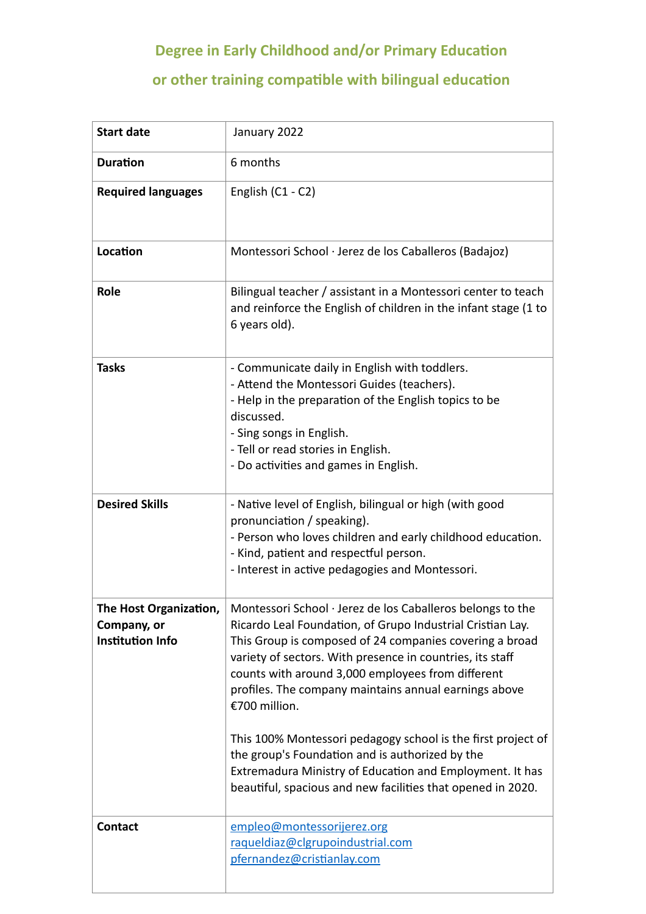## Degree in Early Childhood and/or Primary Education

## or other training compatible with bilingual education

| | |
|---|---|
| **Start date** | January 2022 |
| **Duration** | 6 months |
| **Required languages** | English (C1 - C2) |
| **Location** | Montessori School · Jerez de los Caballeros (Badajoz) |
| **Role** | Bilingual teacher / assistant in a Montessori center to teach and reinforce the English of children in the infant stage (1 to 6 years old). |
| **Tasks** | - Communicate daily in English with toddlers.<br>- Attend the Montessori Guides (teachers).<br>- Help in the preparation of the English topics to be discussed.<br>- Sing songs in English.<br>- Tell or read stories in English.<br>- Do activities and games in English. |
| **Desired Skills** | - Native level of English, bilingual or high (with good pronunciation / speaking).<br>- Person who loves children and early childhood education.<br>- Kind, patient and respectful person.<br>- Interest in active pedagogies and Montessori. |
| **The Host Organization, Company, or Institution Info** | Montessori School · Jerez de los Caballeros belongs to the Ricardo Leal Foundation, of Grupo Industrial Cristian Lay. This Group is composed of 24 companies covering a broad variety of sectors. With presence in countries, its staff counts with around 3,000 employees from different profiles. The company maintains annual earnings above €700 million.<br><br>This 100% Montessori pedagogy school is the first project of the group's Foundation and is authorized by the Extremadura Ministry of Education and Employment. It has beautiful, spacious and new facilities that opened in 2020. |
| **Contact** | empleo@montessorijerez.org<br>raqueldiaz@clgrupoindustrial.com<br>pfernandez@cristianlay.com |